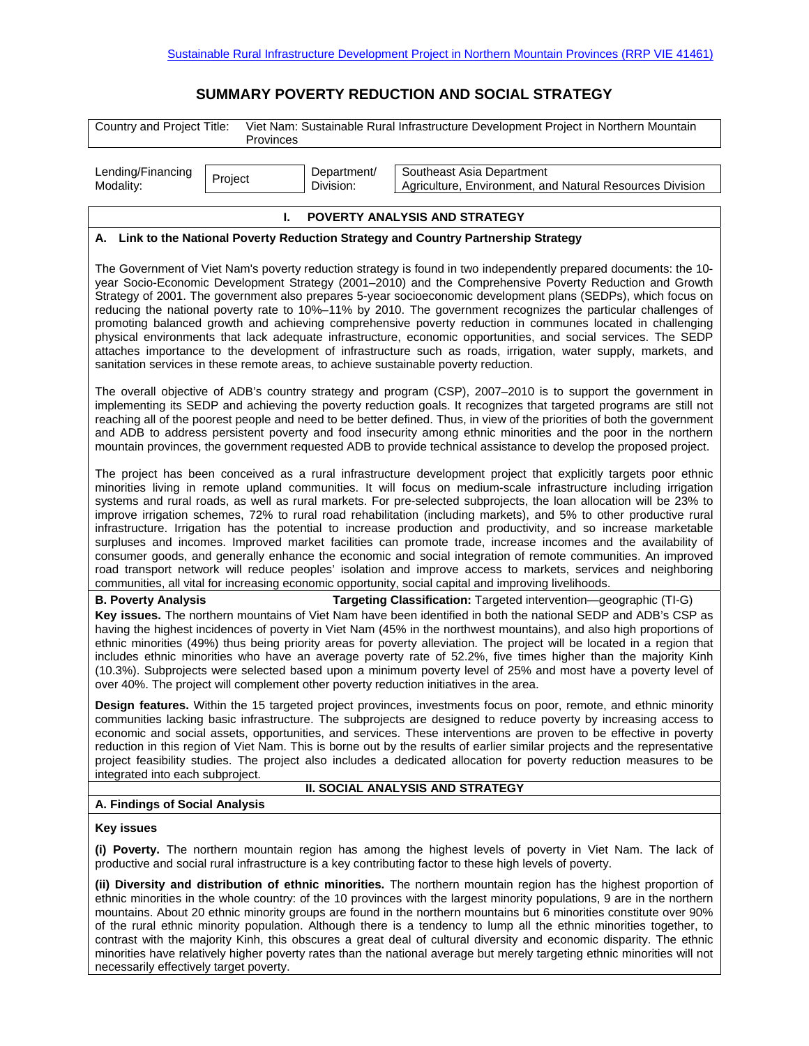Sustainable Rural Infrastructure Development Project in Northern Mountain Provinces (RRP VIE 41461)

# SUMMARY POVERTY REDUCTION AND SOCIAL STRATEGY

| Country and Project Title: | Viet Nam: Sustainable Rural Infrastructure Development Project in Northern Mountain Provinces |
|---|---|

| Lending/Financing Modality: | Project | Department/ Division: | Southeast Asia Department<br>Agriculture, Environment, and Natural Resources Division |
|---|---|---|---|

## I. POVERTY ANALYSIS AND STRATEGY

### A. Link to the National Poverty Reduction Strategy and Country Partnership Strategy

The Government of Viet Nam's poverty reduction strategy is found in two independently prepared documents: the 10-year Socio-Economic Development Strategy (2001–2010) and the Comprehensive Poverty Reduction and Growth Strategy of 2001. The government also prepares 5-year socioeconomic development plans (SEDPs), which focus on reducing the national poverty rate to 10%–11% by 2010. The government recognizes the particular challenges of promoting balanced growth and achieving comprehensive poverty reduction in communes located in challenging physical environments that lack adequate infrastructure, economic opportunities, and social services. The SEDP attaches importance to the development of infrastructure such as roads, irrigation, water supply, markets, and sanitation services in these remote areas, to achieve sustainable poverty reduction.

The overall objective of ADB's country strategy and program (CSP), 2007–2010 is to support the government in implementing its SEDP and achieving the poverty reduction goals. It recognizes that targeted programs are still not reaching all of the poorest people and need to be better defined. Thus, in view of the priorities of both the government and ADB to address persistent poverty and food insecurity among ethnic minorities and the poor in the northern mountain provinces, the government requested ADB to provide technical assistance to develop the proposed project.

The project has been conceived as a rural infrastructure development project that explicitly targets poor ethnic minorities living in remote upland communities. It will focus on medium-scale infrastructure including irrigation systems and rural roads, as well as rural markets. For pre-selected subprojects, the loan allocation will be 23% to improve irrigation schemes, 72% to rural road rehabilitation (including markets), and 5% to other productive rural infrastructure. Irrigation has the potential to increase production and productivity, and so increase marketable surpluses and incomes. Improved market facilities can promote trade, increase incomes and the availability of consumer goods, and generally enhance the economic and social integration of remote communities. An improved road transport network will reduce peoples' isolation and improve access to markets, services and neighboring communities, all vital for increasing economic opportunity, social capital and improving livelihoods.

### B. Poverty Analysis

**Targeting Classification:** Targeted intervention—geographic (TI-G)

**Key issues.** The northern mountains of Viet Nam have been identified in both the national SEDP and ADB's CSP as having the highest incidences of poverty in Viet Nam (45% in the northwest mountains), and also high proportions of ethnic minorities (49%) thus being priority areas for poverty alleviation. The project will be located in a region that includes ethnic minorities who have an average poverty rate of 52.2%, five times higher than the majority Kinh (10.3%). Subprojects were selected based upon a minimum poverty level of 25% and most have a poverty level of over 40%. The project will complement other poverty reduction initiatives in the area.

**Design features.** Within the 15 targeted project provinces, investments focus on poor, remote, and ethnic minority communities lacking basic infrastructure. The subprojects are designed to reduce poverty by increasing access to economic and social assets, opportunities, and services. These interventions are proven to be effective in poverty reduction in this region of Viet Nam. This is borne out by the results of earlier similar projects and the representative project feasibility studies. The project also includes a dedicated allocation for poverty reduction measures to be integrated into each subproject.

## II. SOCIAL ANALYSIS AND STRATEGY

### A. Findings of Social Analysis

**Key issues**

**(i) Poverty.** The northern mountain region has among the highest levels of poverty in Viet Nam. The lack of productive and social rural infrastructure is a key contributing factor to these high levels of poverty.

**(ii) Diversity and distribution of ethnic minorities.** The northern mountain region has the highest proportion of ethnic minorities in the whole country: of the 10 provinces with the largest minority populations, 9 are in the northern mountains. About 20 ethnic minority groups are found in the northern mountains but 6 minorities constitute over 90% of the rural ethnic minority population. Although there is a tendency to lump all the ethnic minorities together, to contrast with the majority Kinh, this obscures a great deal of cultural diversity and economic disparity. The ethnic minorities have relatively higher poverty rates than the national average but merely targeting ethnic minorities will not necessarily effectively target poverty.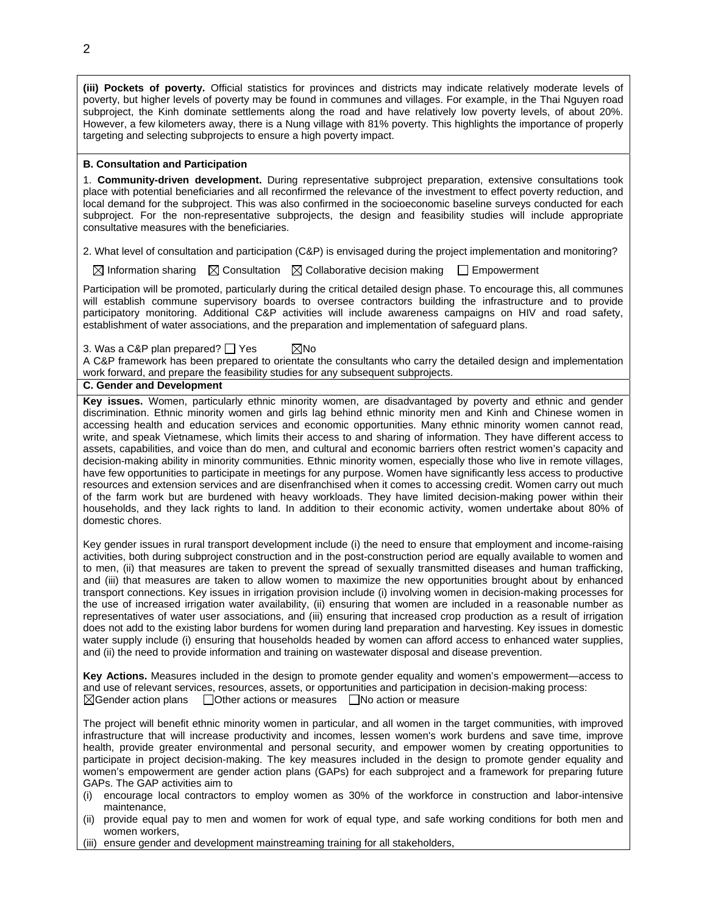**(iii) Pockets of poverty.** Official statistics for provinces and districts may indicate relatively moderate levels of poverty, but higher levels of poverty may be found in communes and villages. For example, in the Thai Nguyen road subproject, the Kinh dominate settlements along the road and have relatively low poverty levels, of about 20%. However, a few kilometers away, there is a Nung village with 81% poverty. This highlights the importance of properly targeting and selecting subprojects to ensure a high poverty impact.

**B. Consultation and Participation**

1. **Community-driven development.** During representative subproject preparation, extensive consultations took place with potential beneficiaries and all reconfirmed the relevance of the investment to effect poverty reduction, and local demand for the subproject. This was also confirmed in the socioeconomic baseline surveys conducted for each subproject. For the non-representative subprojects, the design and feasibility studies will include appropriate consultative measures with the beneficiaries.

2. What level of consultation and participation (C&P) is envisaged during the project implementation and monitoring?

☒ Information sharing ☒ Consultation ☒ Collaborative decision making ☐ Empowerment

Participation will be promoted, particularly during the critical detailed design phase. To encourage this, all communes will establish commune supervisory boards to oversee contractors building the infrastructure and to provide participatory monitoring. Additional C&P activities will include awareness campaigns on HIV and road safety, establishment of water associations, and the preparation and implementation of safeguard plans.

3. Was a C&P plan prepared? ☐ Yes ☒No
A C&P framework has been prepared to orientate the consultants who carry the detailed design and implementation work forward, and prepare the feasibility studies for any subsequent subprojects.

**C. Gender and Development**

**Key issues.** Women, particularly ethnic minority women, are disadvantaged by poverty and ethnic and gender discrimination. Ethnic minority women and girls lag behind ethnic minority men and Kinh and Chinese women in accessing health and education services and economic opportunities. Many ethnic minority women cannot read, write, and speak Vietnamese, which limits their access to and sharing of information. They have different access to assets, capabilities, and voice than do men, and cultural and economic barriers often restrict women's capacity and decision-making ability in minority communities. Ethnic minority women, especially those who live in remote villages, have few opportunities to participate in meetings for any purpose. Women have significantly less access to productive resources and extension services and are disenfranchised when it comes to accessing credit. Women carry out much of the farm work but are burdened with heavy workloads. They have limited decision-making power within their households, and they lack rights to land. In addition to their economic activity, women undertake about 80% of domestic chores.

Key gender issues in rural transport development include (i) the need to ensure that employment and income-raising activities, both during subproject construction and in the post-construction period are equally available to women and to men, (ii) that measures are taken to prevent the spread of sexually transmitted diseases and human trafficking, and (iii) that measures are taken to allow women to maximize the new opportunities brought about by enhanced transport connections. Key issues in irrigation provision include (i) involving women in decision-making processes for the use of increased irrigation water availability, (ii) ensuring that women are included in a reasonable number as representatives of water user associations, and (iii) ensuring that increased crop production as a result of irrigation does not add to the existing labor burdens for women during land preparation and harvesting. Key issues in domestic water supply include (i) ensuring that households headed by women can afford access to enhanced water supplies, and (ii) the need to provide information and training on wastewater disposal and disease prevention.

**Key Actions.** Measures included in the design to promote gender equality and women's empowerment—access to and use of relevant services, resources, assets, or opportunities and participation in decision-making process:
☒Gender action plans ☐Other actions or measures ☐No action or measure

The project will benefit ethnic minority women in particular, and all women in the target communities, with improved infrastructure that will increase productivity and incomes, lessen women's work burdens and save time, improve health, provide greater environmental and personal security, and empower women by creating opportunities to participate in project decision-making. The key measures included in the design to promote gender equality and women's empowerment are gender action plans (GAPs) for each subproject and a framework for preparing future GAPs. The GAP activities aim to

(i) encourage local contractors to employ women as 30% of the workforce in construction and labor-intensive maintenance,
(ii) provide equal pay to men and women for work of equal type, and safe working conditions for both men and women workers,
(iii) ensure gender and development mainstreaming training for all stakeholders,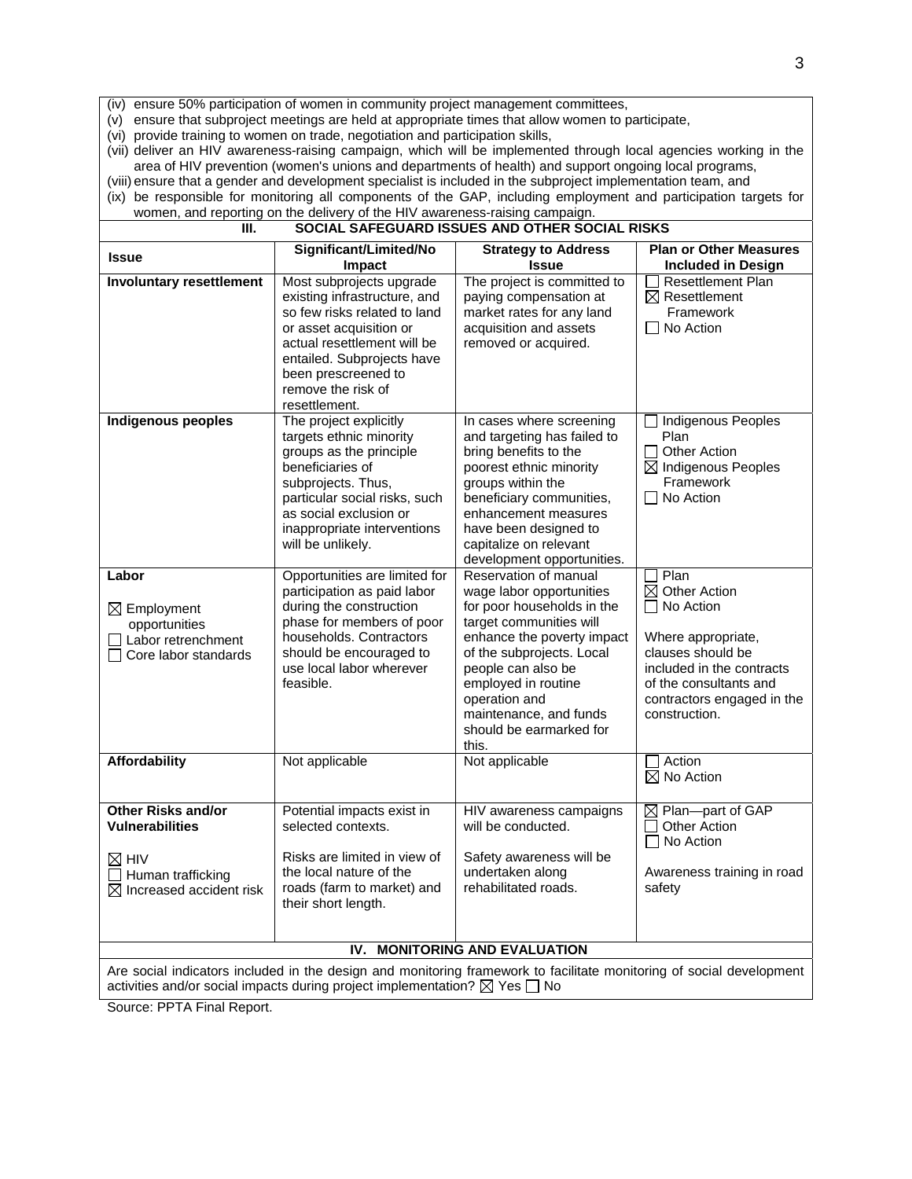(iv) ensure 50% participation of women in community project management committees,
(v) ensure that subproject meetings are held at appropriate times that allow women to participate,
(vi) provide training to women on trade, negotiation and participation skills,
(vii) deliver an HIV awareness-raising campaign, which will be implemented through local agencies working in the area of HIV prevention (women's unions and departments of health) and support ongoing local programs,
(viii) ensure that a gender and development specialist is included in the subproject implementation team, and
(ix) be responsible for monitoring all components of the GAP, including employment and participation targets for women, and reporting on the delivery of the HIV awareness-raising campaign.

## III. SOCIAL SAFEGUARD ISSUES AND OTHER SOCIAL RISKS

| Issue | Significant/Limited/No Impact | Strategy to Address Issue | Plan or Other Measures Included in Design |
|---|---|---|---|
| **Involuntary resettlement** | Most subprojects upgrade existing infrastructure, and so few risks related to land or asset acquisition or actual resettlement will be entailed. Subprojects have been prescreened to remove the risk of resettlement. | The project is committed to paying compensation at market rates for any land acquisition and assets removed or acquired. | ☐ Resettlement Plan<br>☒ Resettlement Framework<br>☐ No Action |
| **Indigenous peoples** | The project explicitly targets ethnic minority groups as the principle beneficiaries of subprojects. Thus, particular social risks, such as social exclusion or inappropriate interventions will be unlikely. | In cases where screening and targeting has failed to bring benefits to the poorest ethnic minority groups within the beneficiary communities, enhancement measures have been designed to capitalize on relevant development opportunities. | ☐ Indigenous Peoples Plan<br>☐ Other Action<br>☒ Indigenous Peoples Framework<br>☐ No Action |
| **Labor**<br>☒ Employment opportunities<br>☐ Labor retrenchment<br>☐ Core labor standards | Opportunities are limited for participation as paid labor during the construction phase for members of poor households. Contractors should be encouraged to use local labor wherever feasible. | Reservation of manual wage labor opportunities for poor households in the target communities will enhance the poverty impact of the subprojects. Local people can also be employed in routine operation and maintenance, and funds should be earmarked for this. | ☐ Plan<br>☒ Other Action<br>☐ No Action<br><br>Where appropriate, clauses should be included in the contracts of the consultants and contractors engaged in the construction. |
| **Affordability** | Not applicable | Not applicable | ☐ Action<br>☒ No Action |
| **Other Risks and/or Vulnerabilities**<br>☒ HIV<br>☐ Human trafficking<br>☒ Increased accident risk | Potential impacts exist in selected contexts.<br><br>Risks are limited in view of the local nature of the roads (farm to market) and their short length. | HIV awareness campaigns will be conducted.<br><br>Safety awareness will be undertaken along rehabilitated roads. | ☒ Plan—part of GAP<br>☐ Other Action<br>☐ No Action<br><br>Awareness training in road safety |

## IV. MONITORING AND EVALUATION

Are social indicators included in the design and monitoring framework to facilitate monitoring of social development activities and/or social impacts during project implementation? ☒ Yes ☐ No

Source: PPTA Final Report.